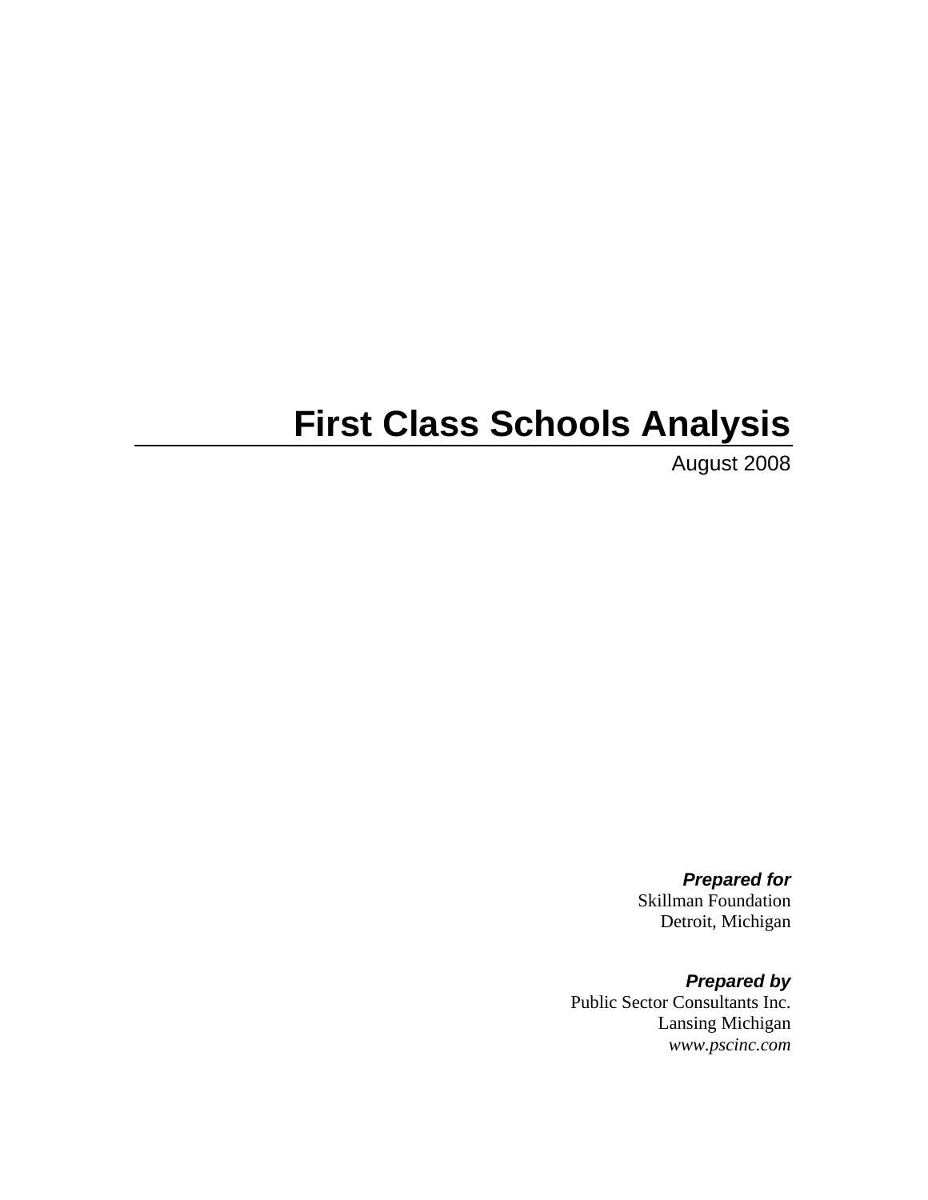# First Class Schools Analysis

August 2008

***Prepared for***
Skillman Foundation
Detroit, Michigan

***Prepared by***
Public Sector Consultants Inc.
Lansing Michigan
*www.pscinc.com*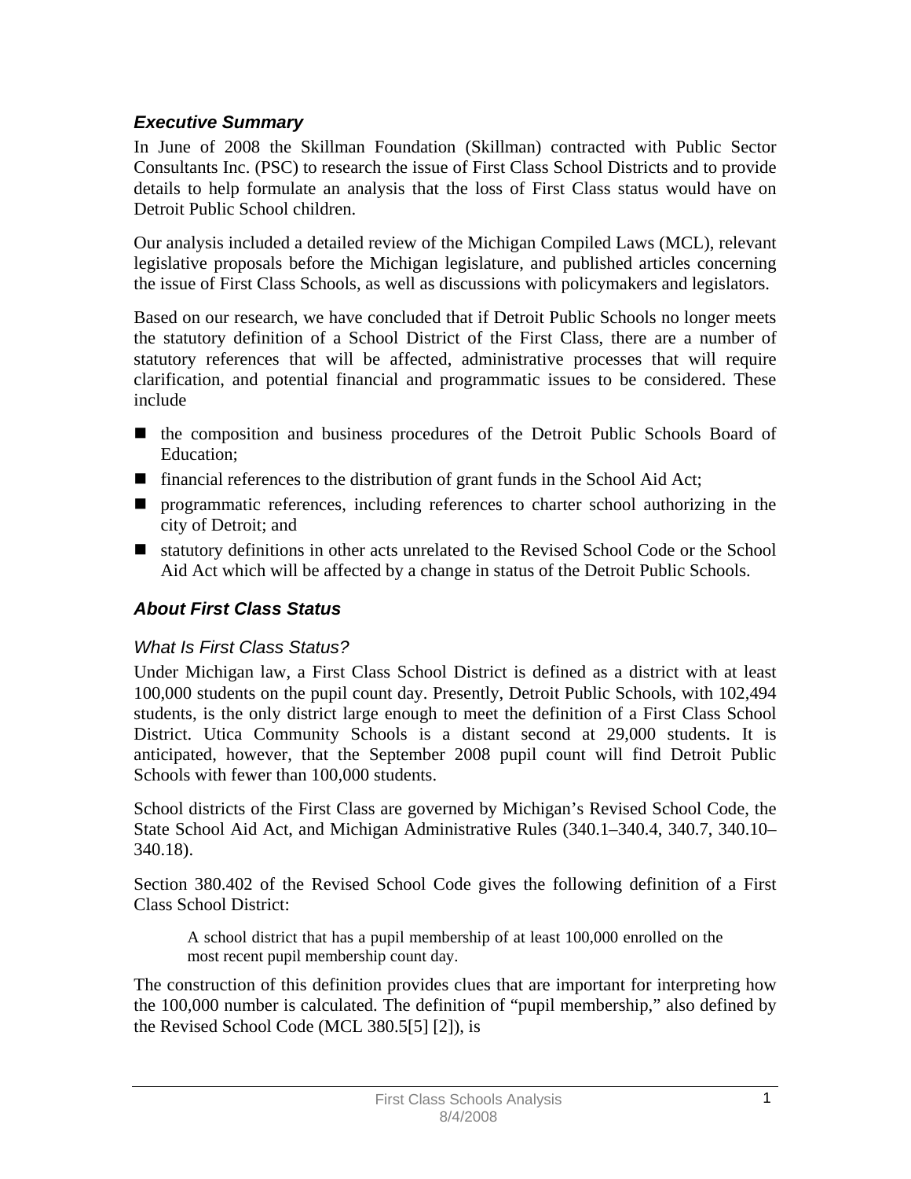### *Executive Summary*

In June of 2008 the Skillman Foundation (Skillman) contracted with Public Sector Consultants Inc. (PSC) to research the issue of First Class School Districts and to provide details to help formulate an analysis that the loss of First Class status would have on Detroit Public School children.

Our analysis included a detailed review of the Michigan Compiled Laws (MCL), relevant legislative proposals before the Michigan legislature, and published articles concerning the issue of First Class Schools, as well as discussions with policymakers and legislators.

Based on our research, we have concluded that if Detroit Public Schools no longer meets the statutory definition of a School District of the First Class, there are a number of statutory references that will be affected, administrative processes that will require clarification, and potential financial and programmatic issues to be considered. These include

- the composition and business procedures of the Detroit Public Schools Board of Education;
- financial references to the distribution of grant funds in the School Aid Act;
- programmatic references, including references to charter school authorizing in the city of Detroit; and
- statutory definitions in other acts unrelated to the Revised School Code or the School Aid Act which will be affected by a change in status of the Detroit Public Schools.

### *About First Class Status*

#### *What Is First Class Status?*

Under Michigan law, a First Class School District is defined as a district with at least 100,000 students on the pupil count day. Presently, Detroit Public Schools, with 102,494 students, is the only district large enough to meet the definition of a First Class School District. Utica Community Schools is a distant second at 29,000 students. It is anticipated, however, that the September 2008 pupil count will find Detroit Public Schools with fewer than 100,000 students.

School districts of the First Class are governed by Michigan's Revised School Code, the State School Aid Act, and Michigan Administrative Rules (340.1–340.4, 340.7, 340.10–340.18).

Section 380.402 of the Revised School Code gives the following definition of a First Class School District:

> A school district that has a pupil membership of at least 100,000 enrolled on the most recent pupil membership count day.

The construction of this definition provides clues that are important for interpreting how the 100,000 number is calculated. The definition of "pupil membership," also defined by the Revised School Code (MCL 380.5[5] [2]), is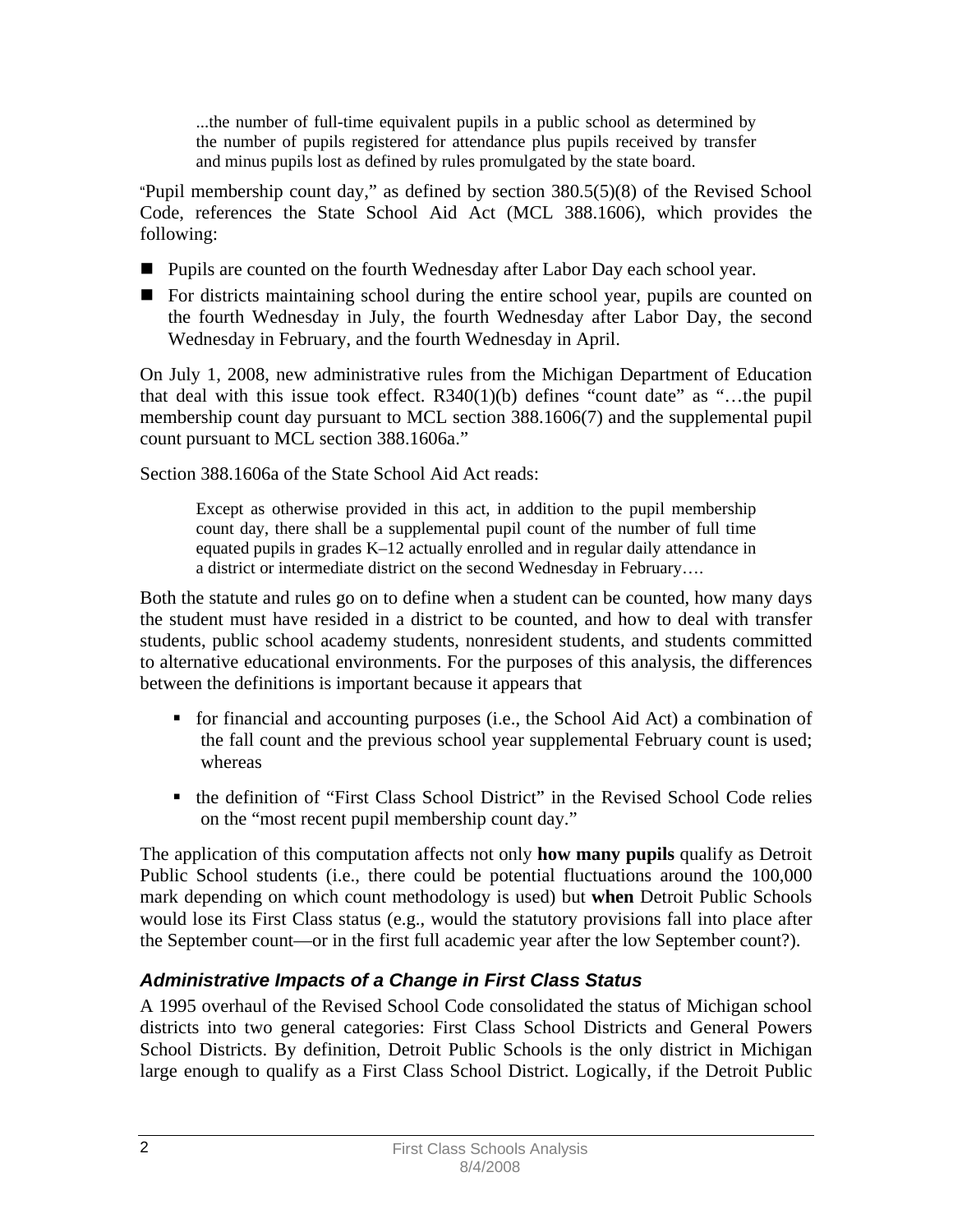> ...the number of full-time equivalent pupils in a public school as determined by the number of pupils registered for attendance plus pupils received by transfer and minus pupils lost as defined by rules promulgated by the state board.

"Pupil membership count day," as defined by section 380.5(5)(8) of the Revised School Code, references the State School Aid Act (MCL 388.1606), which provides the following:

- Pupils are counted on the fourth Wednesday after Labor Day each school year.
- For districts maintaining school during the entire school year, pupils are counted on the fourth Wednesday in July, the fourth Wednesday after Labor Day, the second Wednesday in February, and the fourth Wednesday in April.

On July 1, 2008, new administrative rules from the Michigan Department of Education that deal with this issue took effect. R340(1)(b) defines "count date" as "…the pupil membership count day pursuant to MCL section 388.1606(7) and the supplemental pupil count pursuant to MCL section 388.1606a."

Section 388.1606a of the State School Aid Act reads:

> Except as otherwise provided in this act, in addition to the pupil membership count day, there shall be a supplemental pupil count of the number of full time equated pupils in grades K–12 actually enrolled and in regular daily attendance in a district or intermediate district on the second Wednesday in February….

Both the statute and rules go on to define when a student can be counted, how many days the student must have resided in a district to be counted, and how to deal with transfer students, public school academy students, nonresident students, and students committed to alternative educational environments. For the purposes of this analysis, the differences between the definitions is important because it appears that

- for financial and accounting purposes (i.e., the School Aid Act) a combination of the fall count and the previous school year supplemental February count is used; whereas
- the definition of "First Class School District" in the Revised School Code relies on the "most recent pupil membership count day."

The application of this computation affects not only **how many pupils** qualify as Detroit Public School students (i.e., there could be potential fluctuations around the 100,000 mark depending on which count methodology is used) but **when** Detroit Public Schools would lose its First Class status (e.g., would the statutory provisions fall into place after the September count—or in the first full academic year after the low September count?).

### *Administrative Impacts of a Change in First Class Status*

A 1995 overhaul of the Revised School Code consolidated the status of Michigan school districts into two general categories: First Class School Districts and General Powers School Districts. By definition, Detroit Public Schools is the only district in Michigan large enough to qualify as a First Class School District. Logically, if the Detroit Public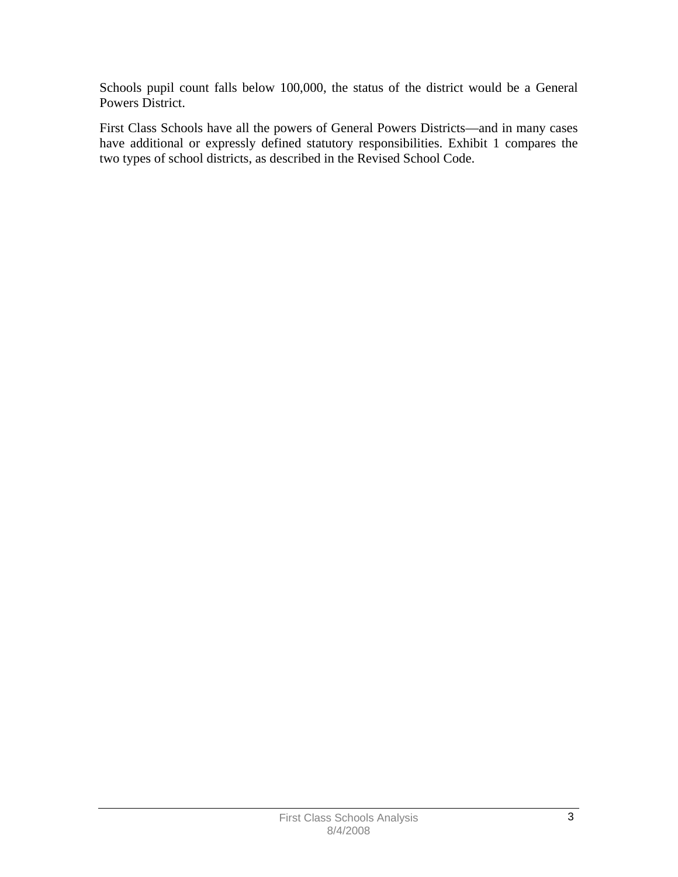Schools pupil count falls below 100,000, the status of the district would be a General Powers District.

First Class Schools have all the powers of General Powers Districts—and in many cases have additional or expressly defined statutory responsibilities. Exhibit 1 compares the two types of school districts, as described in the Revised School Code.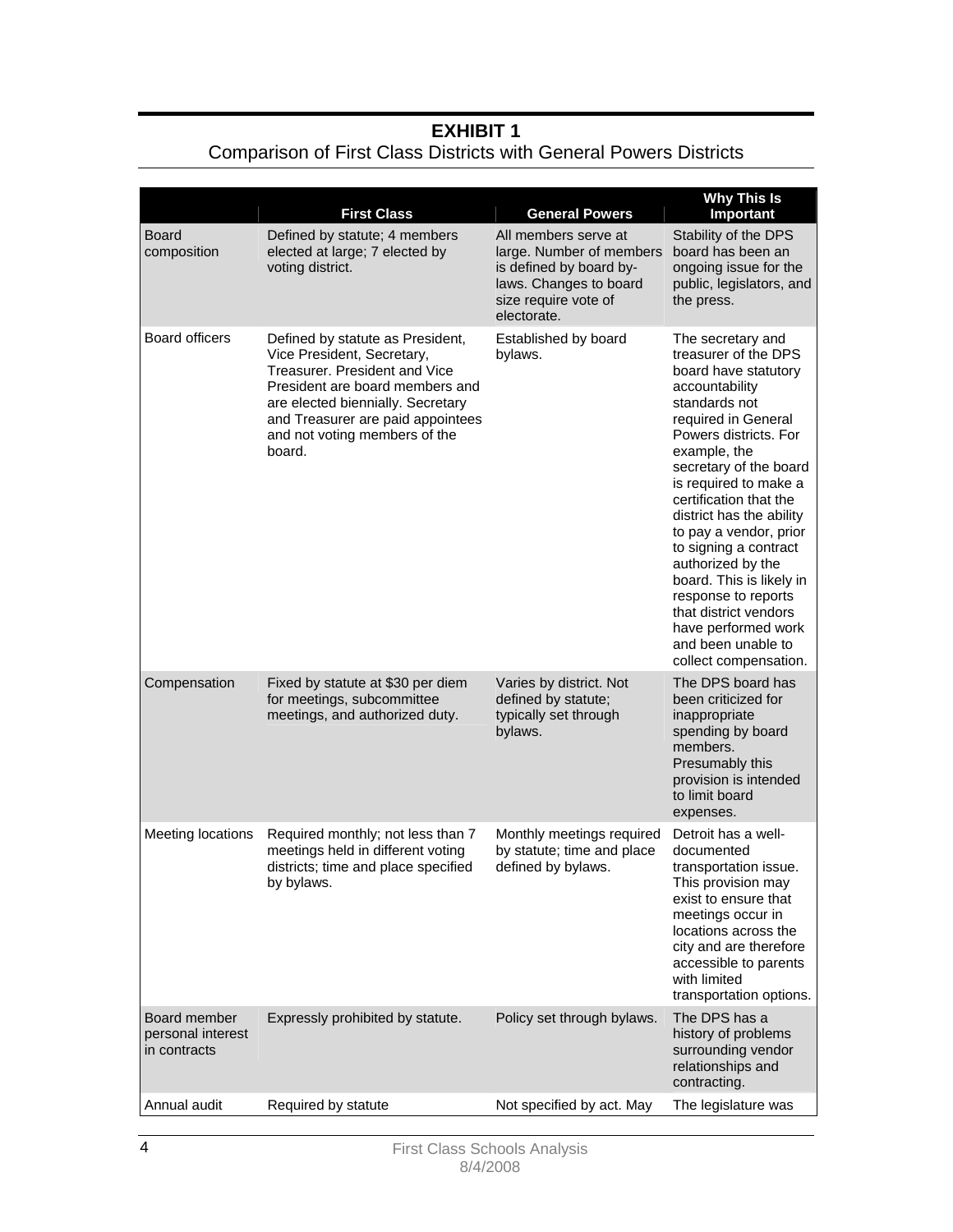## EXHIBIT 1
Comparison of First Class Districts with General Powers Districts

| | First Class | General Powers | Why This Is Important |
|---|---|---|---|
| Board composition | Defined by statute; 4 members elected at large; 7 elected by voting district. | All members serve at large. Number of members is defined by board by-laws. Changes to board size require vote of electorate. | Stability of the DPS board has been an ongoing issue for the public, legislators, and the press. |
| Board officers | Defined by statute as President, Vice President, Secretary, Treasurer. President and Vice President are board members and are elected biennially. Secretary and Treasurer are paid appointees and not voting members of the board. | Established by board bylaws. | The secretary and treasurer of the DPS board have statutory accountability standards not required in General Powers districts. For example, the secretary of the board is required to make a certification that the district has the ability to pay a vendor, prior to signing a contract authorized by the board. This is likely in response to reports that district vendors have performed work and been unable to collect compensation. |
| Compensation | Fixed by statute at $30 per diem for meetings, subcommittee meetings, and authorized duty. | Varies by district. Not defined by statute; typically set through bylaws. | The DPS board has been criticized for inappropriate spending by board members. Presumably this provision is intended to limit board expenses. |
| Meeting locations | Required monthly; not less than 7 meetings held in different voting districts; time and place specified by bylaws. | Monthly meetings required by statute; time and place defined by bylaws. | Detroit has a well-documented transportation issue. This provision may exist to ensure that meetings occur in locations across the city and are therefore accessible to parents with limited transportation options. |
| Board member personal interest in contracts | Expressly prohibited by statute. | Policy set through bylaws. | The DPS has a history of problems surrounding vendor relationships and contracting. |
| Annual audit | Required by statute | Not specified by act. May | The legislature was |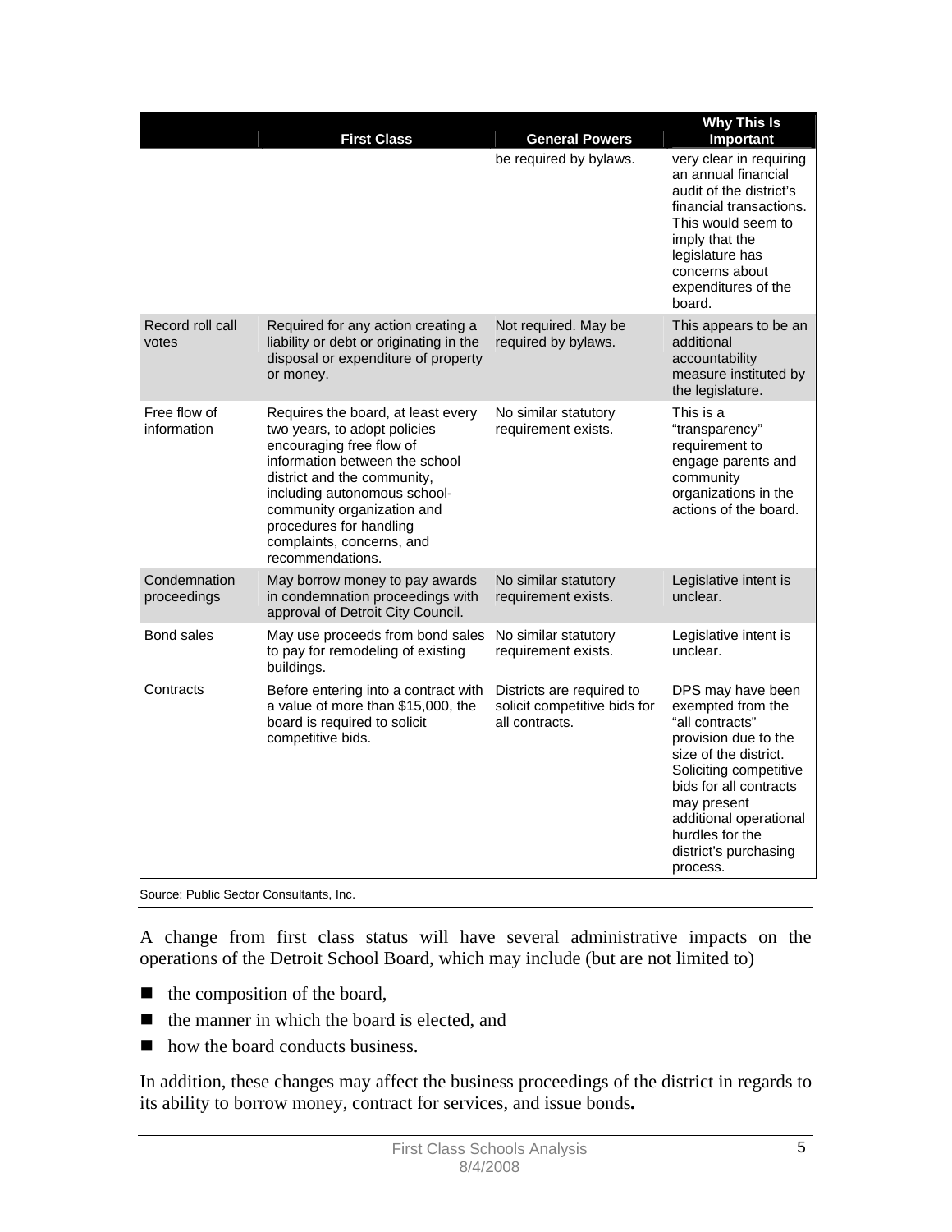| | First Class | General Powers | Why This Is Important |
|---|---|---|---|
| | | be required by bylaws. | very clear in requiring an annual financial audit of the district's financial transactions. This would seem to imply that the legislature has concerns about expenditures of the board. |
| Record roll call votes | Required for any action creating a liability or debt or originating in the disposal or expenditure of property or money. | Not required. May be required by bylaws. | This appears to be an additional accountability measure instituted by the legislature. |
| Free flow of information | Requires the board, at least every two years, to adopt policies encouraging free flow of information between the school district and the community, including autonomous school-community organization and procedures for handling complaints, concerns, and recommendations. | No similar statutory requirement exists. | This is a "transparency" requirement to engage parents and community organizations in the actions of the board. |
| Condemnation proceedings | May borrow money to pay awards in condemnation proceedings with approval of Detroit City Council. | No similar statutory requirement exists. | Legislative intent is unclear. |
| Bond sales | May use proceeds from bond sales to pay for remodeling of existing buildings. | No similar statutory requirement exists. | Legislative intent is unclear. |
| Contracts | Before entering into a contract with a value of more than $15,000, the board is required to solicit competitive bids. | Districts are required to solicit competitive bids for all contracts. | DPS may have been exempted from the "all contracts" provision due to the size of the district. Soliciting competitive bids for all contracts may present additional operational hurdles for the district's purchasing process. |

Source: Public Sector Consultants, Inc.

A change from first class status will have several administrative impacts on the operations of the Detroit School Board, which may include (but are not limited to)

- the composition of the board,
- the manner in which the board is elected, and
- how the board conducts business.

In addition, these changes may affect the business proceedings of the district in regards to its ability to borrow money, contract for services, and issue bonds**.**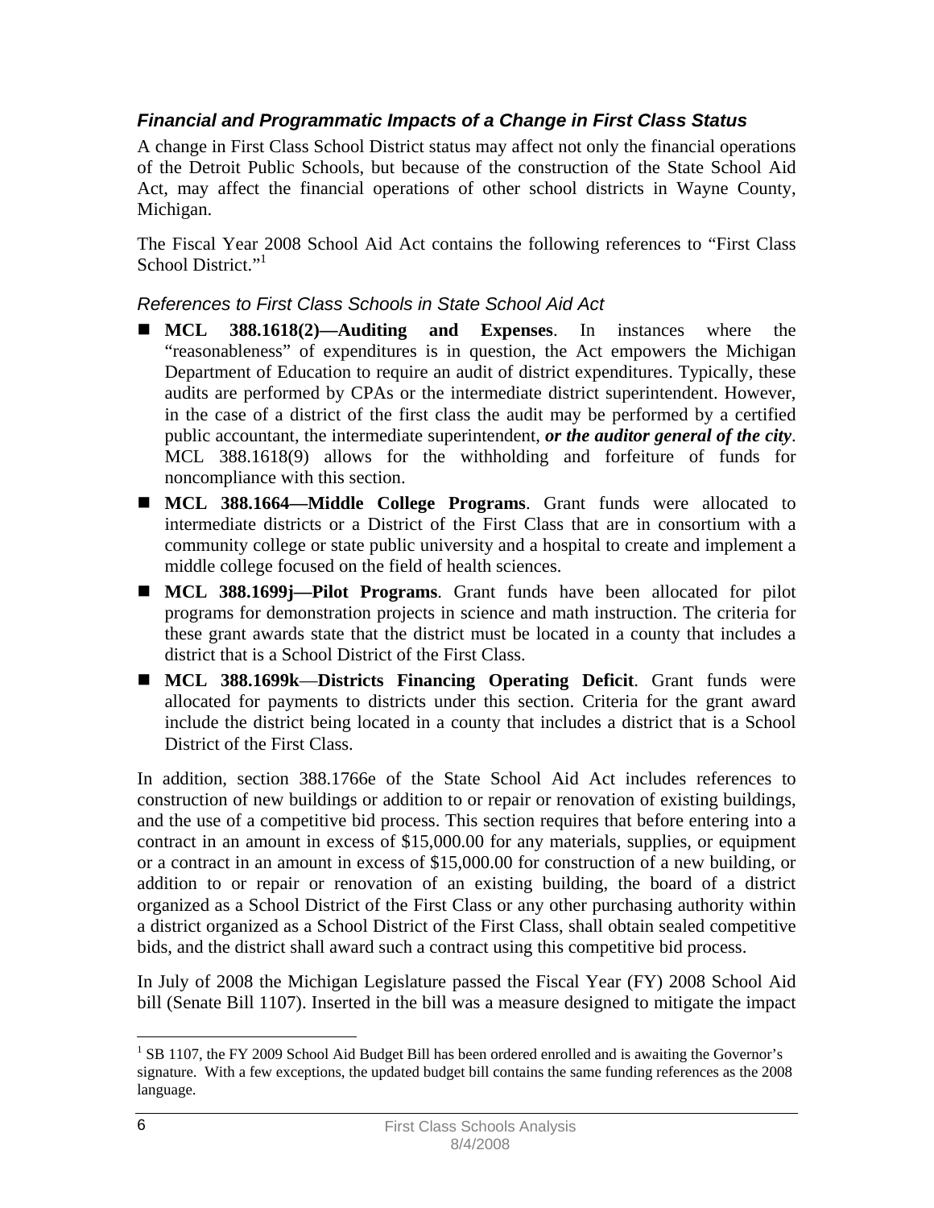### *Financial and Programmatic Impacts of a Change in First Class Status*

A change in First Class School District status may affect not only the financial operations of the Detroit Public Schools, but because of the construction of the State School Aid Act, may affect the financial operations of other school districts in Wayne County, Michigan.

The Fiscal Year 2008 School Aid Act contains the following references to "First Class School District."[1]

#### *References to First Class Schools in State School Aid Act*

- **MCL 388.1618(2)—Auditing and Expenses**. In instances where the "reasonableness" of expenditures is in question, the Act empowers the Michigan Department of Education to require an audit of district expenditures. Typically, these audits are performed by CPAs or the intermediate district superintendent. However, in the case of a district of the first class the audit may be performed by a certified public accountant, the intermediate superintendent, ***or the auditor general of the city***. MCL 388.1618(9) allows for the withholding and forfeiture of funds for noncompliance with this section.
- **MCL 388.1664—Middle College Programs**. Grant funds were allocated to intermediate districts or a District of the First Class that are in consortium with a community college or state public university and a hospital to create and implement a middle college focused on the field of health sciences.
- **MCL 388.1699j—Pilot Programs**. Grant funds have been allocated for pilot programs for demonstration projects in science and math instruction. The criteria for these grant awards state that the district must be located in a county that includes a district that is a School District of the First Class.
- **MCL 388.1699k—Districts Financing Operating Deficit**. Grant funds were allocated for payments to districts under this section. Criteria for the grant award include the district being located in a county that includes a district that is a School District of the First Class.

In addition, section 388.1766e of the State School Aid Act includes references to construction of new buildings or addition to or repair or renovation of existing buildings, and the use of a competitive bid process. This section requires that before entering into a contract in an amount in excess of $15,000.00 for any materials, supplies, or equipment or a contract in an amount in excess of $15,000.00 for construction of a new building, or addition to or repair or renovation of an existing building, the board of a district organized as a School District of the First Class or any other purchasing authority within a district organized as a School District of the First Class, shall obtain sealed competitive bids, and the district shall award such a contract using this competitive bid process.

In July of 2008 the Michigan Legislature passed the Fiscal Year (FY) 2008 School Aid bill (Senate Bill 1107). Inserted in the bill was a measure designed to mitigate the impact

[1] SB 1107, the FY 2009 School Aid Budget Bill has been ordered enrolled and is awaiting the Governor's signature. With a few exceptions, the updated budget bill contains the same funding references as the 2008 language.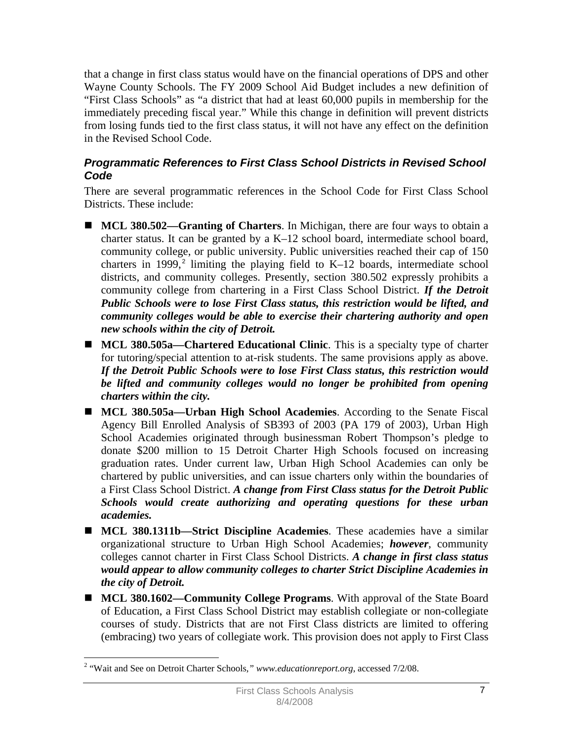that a change in first class status would have on the financial operations of DPS and other Wayne County Schools. The FY 2009 School Aid Budget includes a new definition of "First Class Schools" as "a district that had at least 60,000 pupils in membership for the immediately preceding fiscal year." While this change in definition will prevent districts from losing funds tied to the first class status, it will not have any effect on the definition in the Revised School Code.

### Programmatic References to First Class School Districts in Revised School Code

There are several programmatic references in the School Code for First Class School Districts. These include:

- **MCL 380.502—Granting of Charters**. In Michigan, there are four ways to obtain a charter status. It can be granted by a K–12 school board, intermediate school board, community college, or public university. Public universities reached their cap of 150 charters in 1999,[2] limiting the playing field to K–12 boards, intermediate school districts, and community colleges. Presently, section 380.502 expressly prohibits a community college from chartering in a First Class School District. ***If the Detroit Public Schools were to lose First Class status, this restriction would be lifted, and community colleges would be able to exercise their chartering authority and open new schools within the city of Detroit.***
- **MCL 380.505a—Chartered Educational Clinic**. This is a specialty type of charter for tutoring/special attention to at-risk students. The same provisions apply as above. ***If the Detroit Public Schools were to lose First Class status, this restriction would be lifted and community colleges would no longer be prohibited from opening charters within the city.***
- **MCL 380.505a—Urban High School Academies**. According to the Senate Fiscal Agency Bill Enrolled Analysis of SB393 of 2003 (PA 179 of 2003), Urban High School Academies originated through businessman Robert Thompson's pledge to donate $200 million to 15 Detroit Charter High Schools focused on increasing graduation rates. Under current law, Urban High School Academies can only be chartered by public universities, and can issue charters only within the boundaries of a First Class School District. ***A change from First Class status for the Detroit Public Schools would create authorizing and operating questions for these urban academies.***
- **MCL 380.1311b—Strict Discipline Academies**. These academies have a similar organizational structure to Urban High School Academies; ***however***, community colleges cannot charter in First Class School Districts. ***A change in first class status would appear to allow community colleges to charter Strict Discipline Academies in the city of Detroit.***
- **MCL 380.1602—Community College Programs**. With approval of the State Board of Education, a First Class School District may establish collegiate or non-collegiate courses of study. Districts that are not First Class districts are limited to offering (embracing) two years of collegiate work. This provision does not apply to First Class

---

[2] "Wait and See on Detroit Charter Schools," *www.educationreport.org*, accessed 7/2/08.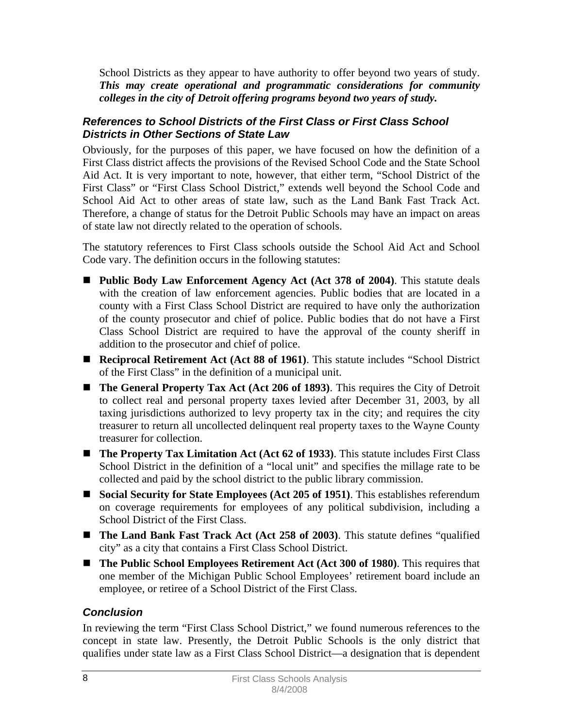School Districts as they appear to have authority to offer beyond two years of study. ***This may create operational and programmatic considerations for community colleges in the city of Detroit offering programs beyond two years of study.***

### *References to School Districts of the First Class or First Class School Districts in Other Sections of State Law*

Obviously, for the purposes of this paper, we have focused on how the definition of a First Class district affects the provisions of the Revised School Code and the State School Aid Act. It is very important to note, however, that either term, "School District of the First Class" or "First Class School District," extends well beyond the School Code and School Aid Act to other areas of state law, such as the Land Bank Fast Track Act. Therefore, a change of status for the Detroit Public Schools may have an impact on areas of state law not directly related to the operation of schools.

The statutory references to First Class schools outside the School Aid Act and School Code vary. The definition occurs in the following statutes:

- **Public Body Law Enforcement Agency Act (Act 378 of 2004)**. This statute deals with the creation of law enforcement agencies. Public bodies that are located in a county with a First Class School District are required to have only the authorization of the county prosecutor and chief of police. Public bodies that do not have a First Class School District are required to have the approval of the county sheriff in addition to the prosecutor and chief of police.
- **Reciprocal Retirement Act (Act 88 of 1961)**. This statute includes "School District of the First Class" in the definition of a municipal unit.
- **The General Property Tax Act (Act 206 of 1893)**. This requires the City of Detroit to collect real and personal property taxes levied after December 31, 2003, by all taxing jurisdictions authorized to levy property tax in the city; and requires the city treasurer to return all uncollected delinquent real property taxes to the Wayne County treasurer for collection.
- **The Property Tax Limitation Act (Act 62 of 1933)**. This statute includes First Class School District in the definition of a "local unit" and specifies the millage rate to be collected and paid by the school district to the public library commission.
- **Social Security for State Employees (Act 205 of 1951)**. This establishes referendum on coverage requirements for employees of any political subdivision, including a School District of the First Class.
- **The Land Bank Fast Track Act (Act 258 of 2003)**. This statute defines "qualified city" as a city that contains a First Class School District.
- **The Public School Employees Retirement Act (Act 300 of 1980)**. This requires that one member of the Michigan Public School Employees' retirement board include an employee, or retiree of a School District of the First Class.

### *Conclusion*

In reviewing the term "First Class School District," we found numerous references to the concept in state law. Presently, the Detroit Public Schools is the only district that qualifies under state law as a First Class School District—a designation that is dependent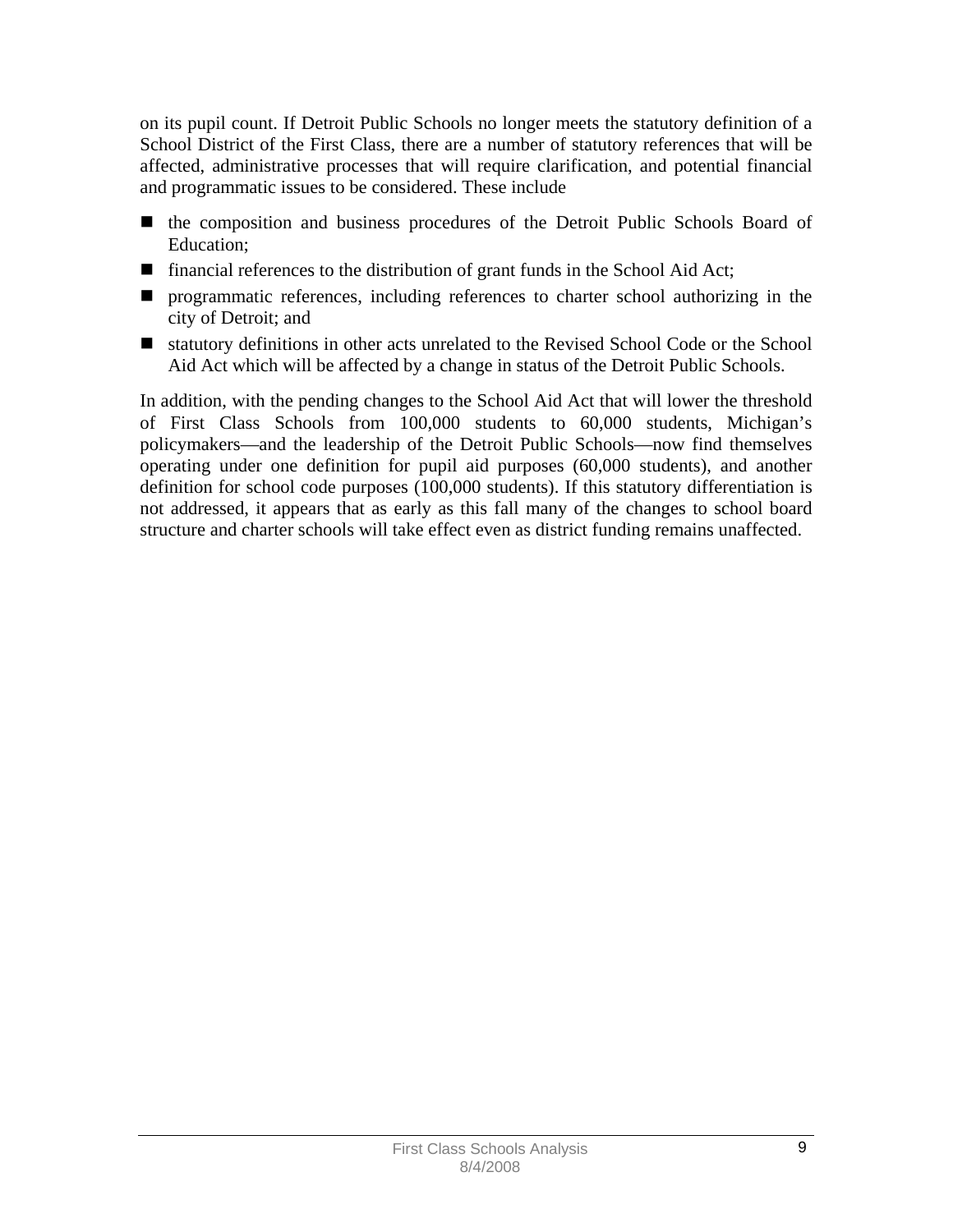on its pupil count. If Detroit Public Schools no longer meets the statutory definition of a School District of the First Class, there are a number of statutory references that will be affected, administrative processes that will require clarification, and potential financial and programmatic issues to be considered. These include

- the composition and business procedures of the Detroit Public Schools Board of Education;
- financial references to the distribution of grant funds in the School Aid Act;
- programmatic references, including references to charter school authorizing in the city of Detroit; and
- statutory definitions in other acts unrelated to the Revised School Code or the School Aid Act which will be affected by a change in status of the Detroit Public Schools.

In addition, with the pending changes to the School Aid Act that will lower the threshold of First Class Schools from 100,000 students to 60,000 students, Michigan's policymakers—and the leadership of the Detroit Public Schools—now find themselves operating under one definition for pupil aid purposes (60,000 students), and another definition for school code purposes (100,000 students). If this statutory differentiation is not addressed, it appears that as early as this fall many of the changes to school board structure and charter schools will take effect even as district funding remains unaffected.